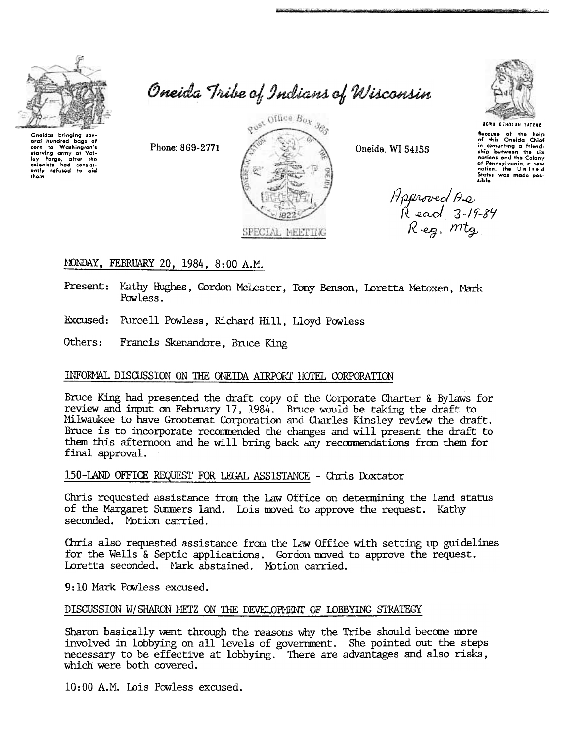# Oneida Tribe of Indians of Wisconsin

Oneidas bringing several hundred bags of corn to Washington's starving army at Valley Forge, after the colonists had consistently refused to aid them.

Phone: 869-2771

Post Office Box 365

Oneida, WI 54155

UGWA DEHOLUH YATEHE

Because of the help of this Oneida Chief in cementing a friendship between the six nations and the Colony of Pennsylvania, a new nation, the United States was made possible.

SPECIAL MEETING

Approved As Read 3-19-84 Reg. Mtg.

MONDAY, FEBRUARY 20, 1984, 8:00 A.M.

Present: Kathy Hughes, Gordon McLester, Tony Benson, Loretta Metoxen, Mark Powless.

Excused: Purcell Powless, Richard Hill, Lloyd Powless

Others: Francis Skenandore, Bruce King

## INFORMAL DISCUSSION ON THE ONEIDA AIRPORT HOTEL CORPORATION

Bruce King had presented the draft copy of the Corporate Charter & Bylaws for review and input on February 17, 1984. Bruce would be taking the draft to Milwaukee to have Grootemat Corporation and Charles Kinsley review the draft. Bruce is to incorporate recommended the changes and will present the draft to them this afternoon and he will bring back any recommendations from them for final approval.

## 150-LAND OFFICE REQUEST FOR LEGAL ASSISTANCE - Chris Doxtator

Chris requested assistance from the Law Office on determining the land status of the Margaret Summers land. Lois moved to approve the request. Kathy seconded. Motion carried.

Chris also requested assistance from the Law Office with setting up guidelines for the Wells & Septic applications. Gordon moved to approve the request. Loretta seconded. Mark abstained. Motion carried.

9:10 Mark Powless excused.

## DISCUSSION W/SHARON METZ ON THE DEVELOPMENT OF LOBBYING STRATEGY

Sharon basically went through the reasons why the Tribe should become more involved in lobbying on all levels of government. She pointed out the steps necessary to be effective at lobbying. There are advantages and also risks, which were both covered.

10:00 A.M. Lois Powless excused.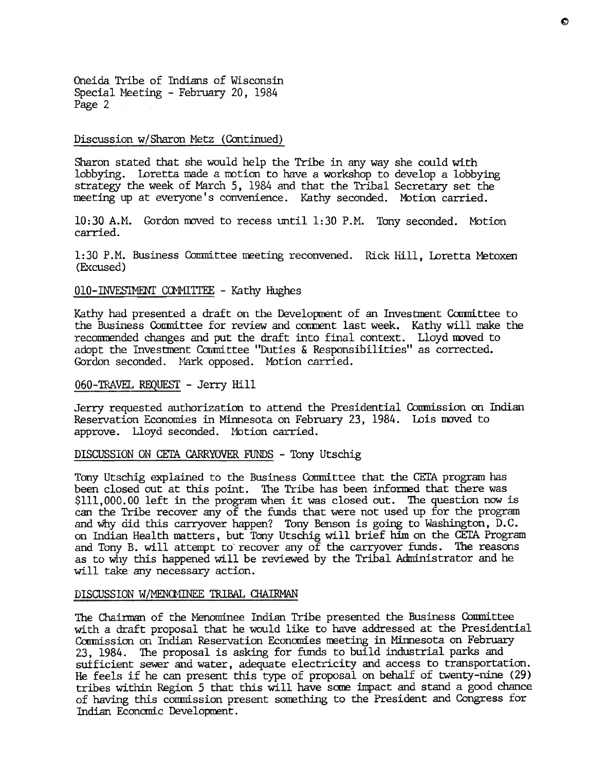Oneida Tribe of Indians of Wisconsin
Special Meeting - February 20, 1984
Page 2

Discussion w/Sharon Metz (Continued)

Sharon stated that she would help the Tribe in any way she could with lobbying. Loretta made a motion to have a workshop to develop a lobbying strategy the week of March 5, 1984 and that the Tribal Secretary set the meeting up at everyone's convenience. Kathy seconded. Motion carried.

10:30 A.M. Gordon moved to recess until 1:30 P.M. Tony seconded. Motion carried.

1:30 P.M. Business Committee meeting reconvened. Rick Hill, Loretta Metoxen (Excused)

010-INVESTMENT COMMITTEE - Kathy Hughes

Kathy had presented a draft on the Development of an Investment Committee to the Business Committee for review and comment last week. Kathy will make the recommended changes and put the draft into final context. Lloyd moved to adopt the Investment Committee "Duties & Responsibilities" as corrected. Gordon seconded. Mark opposed. Motion carried.

060-TRAVEL REQUEST - Jerry Hill

Jerry requested authorization to attend the Presidential Commission on Indian Reservation Economies in Minnesota on February 23, 1984. Lois moved to approve. Lloyd seconded. Motion carried.

DISCUSSION ON CETA CARRYOVER FUNDS - Tony Utschig

Tony Utschig explained to the Business Committee that the CETA program has been closed out at this point. The Tribe has been informed that there was $111,000.00 left in the program when it was closed out. The question now is can the Tribe recover any of the funds that were not used up for the program and why did this carryover happen? Tony Benson is going to Washington, D.C. on Indian Health matters, but Tony Utschig will brief him on the CETA Program and Tony B. will attempt to recover any of the carryover funds. The reasons as to why this happened will be reviewed by the Tribal Administrator and he will take any necessary action.

DISCUSSION W/MENOMINEE TRIBAL CHAIRMAN

The Chairman of the Menominee Indian Tribe presented the Business Committee with a draft proposal that he would like to have addressed at the Presidential Commission on Indian Reservation Economies meeting in Minnesota on February 23, 1984. The proposal is asking for funds to build industrial parks and sufficient sewer and water, adequate electricity and access to transportation. He feels if he can present this type of proposal on behalf of twenty-nine (29) tribes within Region 5 that this will have some impact and stand a good chance of having this commission present something to the President and Congress for Indian Economic Development.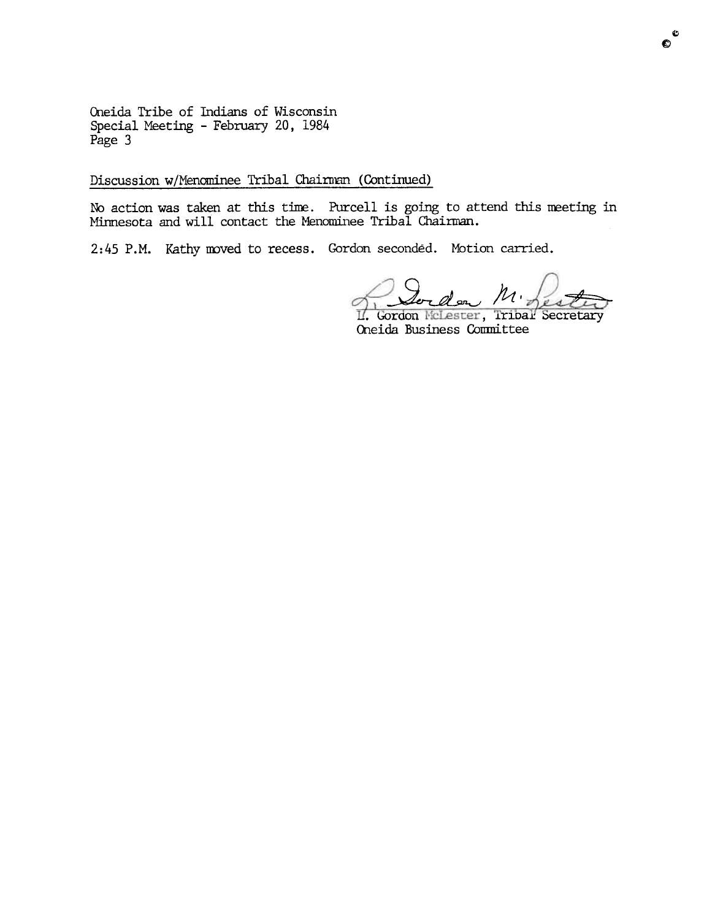Oneida Tribe of Indians of Wisconsin
Special Meeting - February 20, 1984
Page 3

Discussion w/Menominee Tribal Chairman (Continued)

No action was taken at this time. Purcell is going to attend this meeting in Minnesota and will contact the Menominee Tribal Chairman.

2:45 P.M. Kathy moved to recess. Gordon seconded. Motion carried.

L. Gordon McLester, Tribal Secretary
Oneida Business Committee